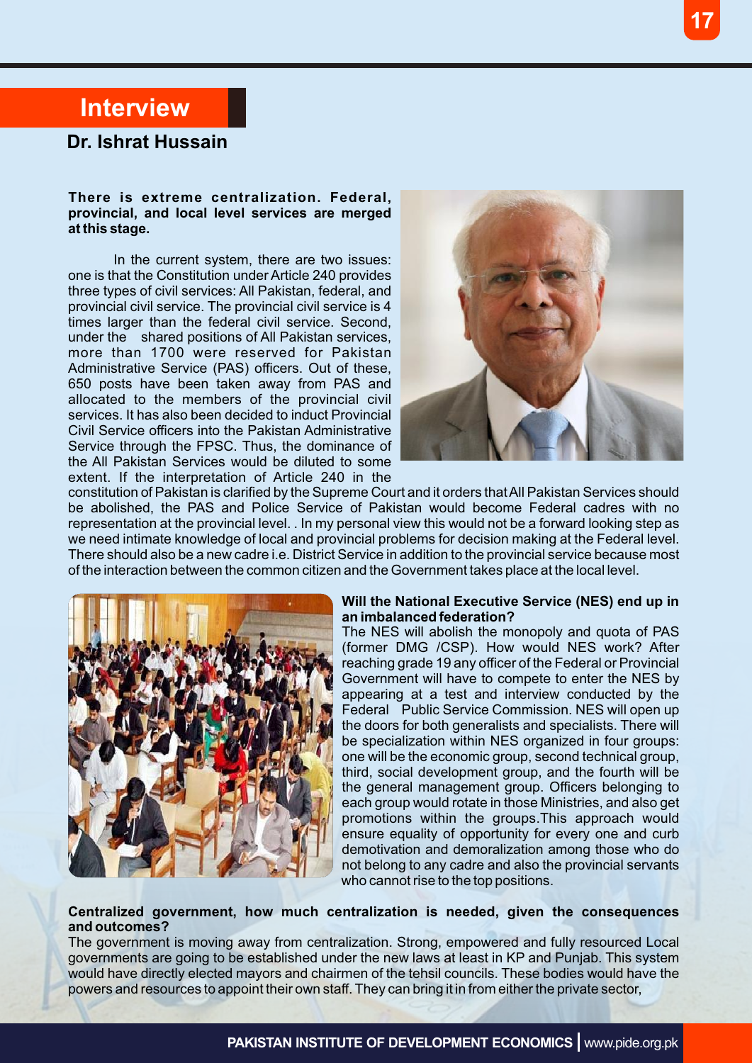# Interview

## Dr. Ishrat Hussain

**There is extreme centralization. Federal, provincial, and local level services are merged at this stage.**

In the current system, there are two issues: one is that the Constitution under Article 240 provides three types of civil services: All Pakistan, federal, and provincial civil service. The provincial civil service is 4 times larger than the federal civil service. Second, under the shared positions of All Pakistan services, more than 1700 were reserved for Pakistan Administrative Service (PAS) officers. Out of these, 650 posts have been taken away from PAS and allocated to the members of the provincial civil services. It has also been decided to induct Provincial Civil Service officers into the Pakistan Administrative Service through the FPSC. Thus, the dominance of the All Pakistan Services would be diluted to some extent. If the interpretation of Article 240 in the constitution of Pakistan is clarified by the Supreme Court and it orders that All Pakistan Services should be abolished, the PAS and Police Service of Pakistan would become Federal cadres with no representation at the provincial level. . In my personal view this would not be a forward looking step as we need intimate knowledge of local and provincial problems for decision making at the Federal level. There should also be a new cadre i.e. District Service in addition to the provincial service because most of the interaction between the common citizen and the Government takes place at the local level.

**Will the National Executive Service (NES) end up in an imbalanced federation?**

The NES will abolish the monopoly and quota of PAS (former DMG /CSP). How would NES work? After reaching grade 19 any officer of the Federal or Provincial Government will have to compete to enter the NES by appearing at a test and interview conducted by the Federal Public Service Commission. NES will open up the doors for both generalists and specialists. There will be specialization within NES organized in four groups: one will be the economic group, second technical group, third, social development group, and the fourth will be the general management group. Officers belonging to each group would rotate in those Ministries, and also get promotions within the groups.This approach would ensure equality of opportunity for every one and curb demotivation and demoralization among those who do not belong to any cadre and also the provincial servants who cannot rise to the top positions.

**Centralized government, how much centralization is needed, given the consequences and outcomes?**

The government is moving away from centralization. Strong, empowered and fully resourced Local governments are going to be established under the new laws at least in KP and Punjab. This system would have directly elected mayors and chairmen of the tehsil councils. These bodies would have the powers and resources to appoint their own staff. They can bring it in from either the private sector,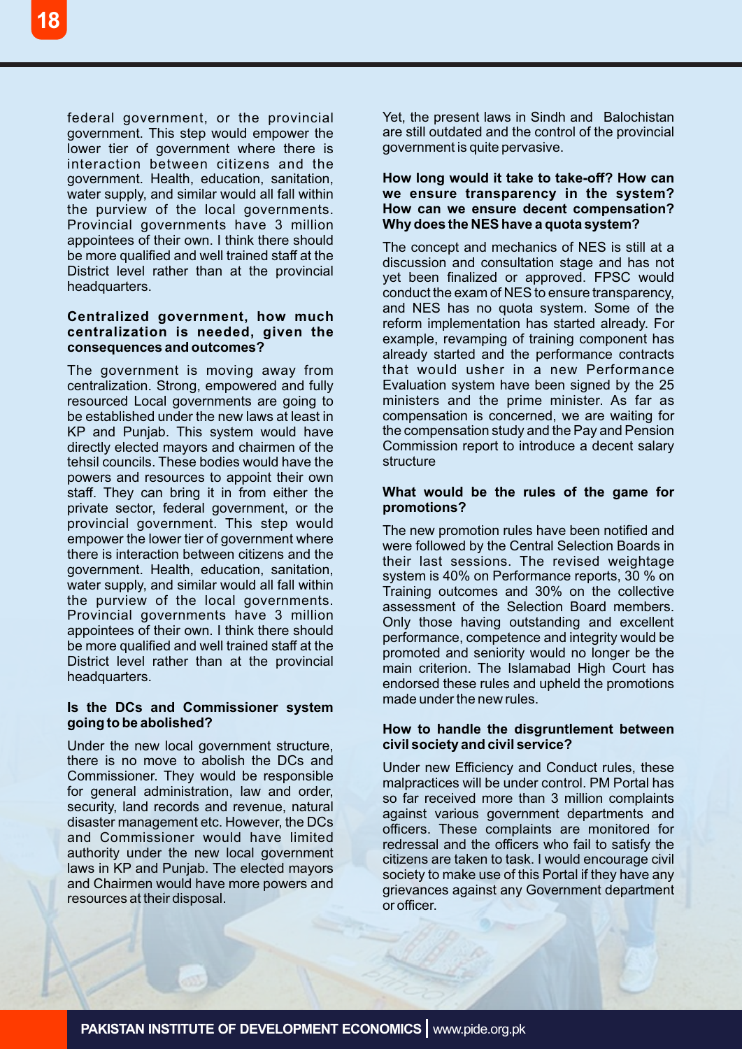federal government, or the provincial government. This step would empower the lower tier of government where there is interaction between citizens and the government. Health, education, sanitation, water supply, and similar would all fall within the purview of the local governments. Provincial governments have 3 million appointees of their own. I think there should be more qualified and well trained staff at the District level rather than at the provincial headquarters.

**Centralized government, how much centralization is needed, given the consequences and outcomes?**

The government is moving away from centralization. Strong, empowered and fully resourced Local governments are going to be established under the new laws at least in KP and Punjab. This system would have directly elected mayors and chairmen of the tehsil councils. These bodies would have the powers and resources to appoint their own staff. They can bring it in from either the private sector, federal government, or the provincial government. This step would empower the lower tier of government where there is interaction between citizens and the government. Health, education, sanitation, water supply, and similar would all fall within the purview of the local governments. Provincial governments have 3 million appointees of their own. I think there should be more qualified and well trained staff at the District level rather than at the provincial headquarters.

**Is the DCs and Commissioner system going to be abolished?**

Under the new local government structure, there is no move to abolish the DCs and Commissioner. They would be responsible for general administration, law and order, security, land records and revenue, natural disaster management etc. However, the DCs and Commissioner would have limited authority under the new local government laws in KP and Punjab. The elected mayors and Chairmen would have more powers and resources at their disposal.

Yet, the present laws in Sindh and Balochistan are still outdated and the control of the provincial government is quite pervasive.

**How long would it take to take-off? How can we ensure transparency in the system? How can we ensure decent compensation? Why does the NES have a quota system?**

The concept and mechanics of NES is still at a discussion and consultation stage and has not yet been finalized or approved. FPSC would conduct the exam of NES to ensure transparency, and NES has no quota system. Some of the reform implementation has started already. For example, revamping of training component has already started and the performance contracts that would usher in a new Performance Evaluation system have been signed by the 25 ministers and the prime minister. As far as compensation is concerned, we are waiting for the compensation study and the Pay and Pension Commission report to introduce a decent salary structure

**What would be the rules of the game for promotions?**

The new promotion rules have been notified and were followed by the Central Selection Boards in their last sessions. The revised weightage system is 40% on Performance reports, 30 % on Training outcomes and 30% on the collective assessment of the Selection Board members. Only those having outstanding and excellent performance, competence and integrity would be promoted and seniority would no longer be the main criterion. The Islamabad High Court has endorsed these rules and upheld the promotions made under the new rules.

**How to handle the disgruntlement between civil society and civil service?**

Under new Efficiency and Conduct rules, these malpractices will be under control. PM Portal has so far received more than 3 million complaints against various government departments and officers. These complaints are monitored for redressal and the officers who fail to satisfy the citizens are taken to task. I would encourage civil society to make use of this Portal if they have any grievances against any Government department or officer.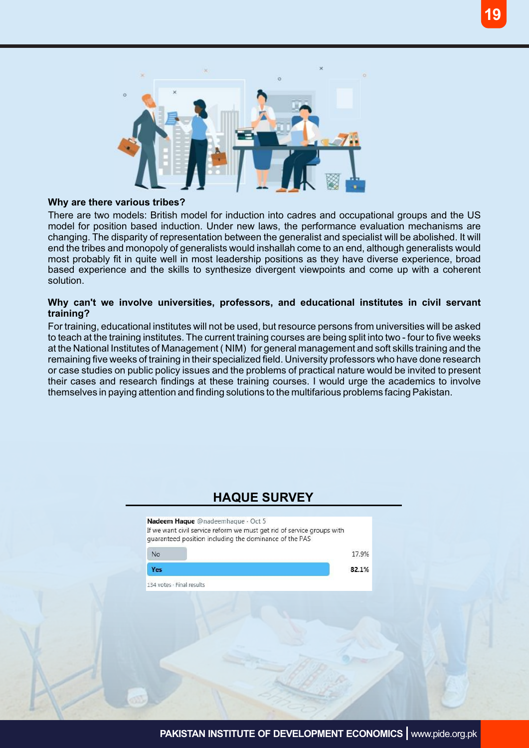**Why are there various tribes?**

There are two models: British model for induction into cadres and occupational groups and the US model for position based induction. Under new laws, the performance evaluation mechanisms are changing. The disparity of representation between the generalist and specialist will be abolished. It will end the tribes and monopoly of generalists would inshallah come to an end, although generalists would most probably fit in quite well in most leadership positions as they have diverse experience, broad based experience and the skills to synthesize divergent viewpoints and come up with a coherent solution.

**Why can't we involve universities, professors, and educational institutes in civil servant training?**

For training, educational institutes will not be used, but resource persons from universities will be asked to teach at the training institutes. The current training courses are being split into two - four to five weeks at the National Institutes of Management ( NIM) for general management and soft skills training and the remaining five weeks of training in their specialized field. University professors who have done research or case studies on public policy issues and the problems of practical nature would be invited to present their cases and research findings at these training courses. I would urge the academics to involve themselves in paying attention and finding solutions to the multifarious problems facing Pakistan.

## HAQUE SURVEY

Nadeem Haque @nadeemhaque · Oct 5

If we want civil service reform we must get rid of service groups with guaranteed position including the dominance of the PAS

No 17.9%

Yes 82.1%

134 votes · Final results